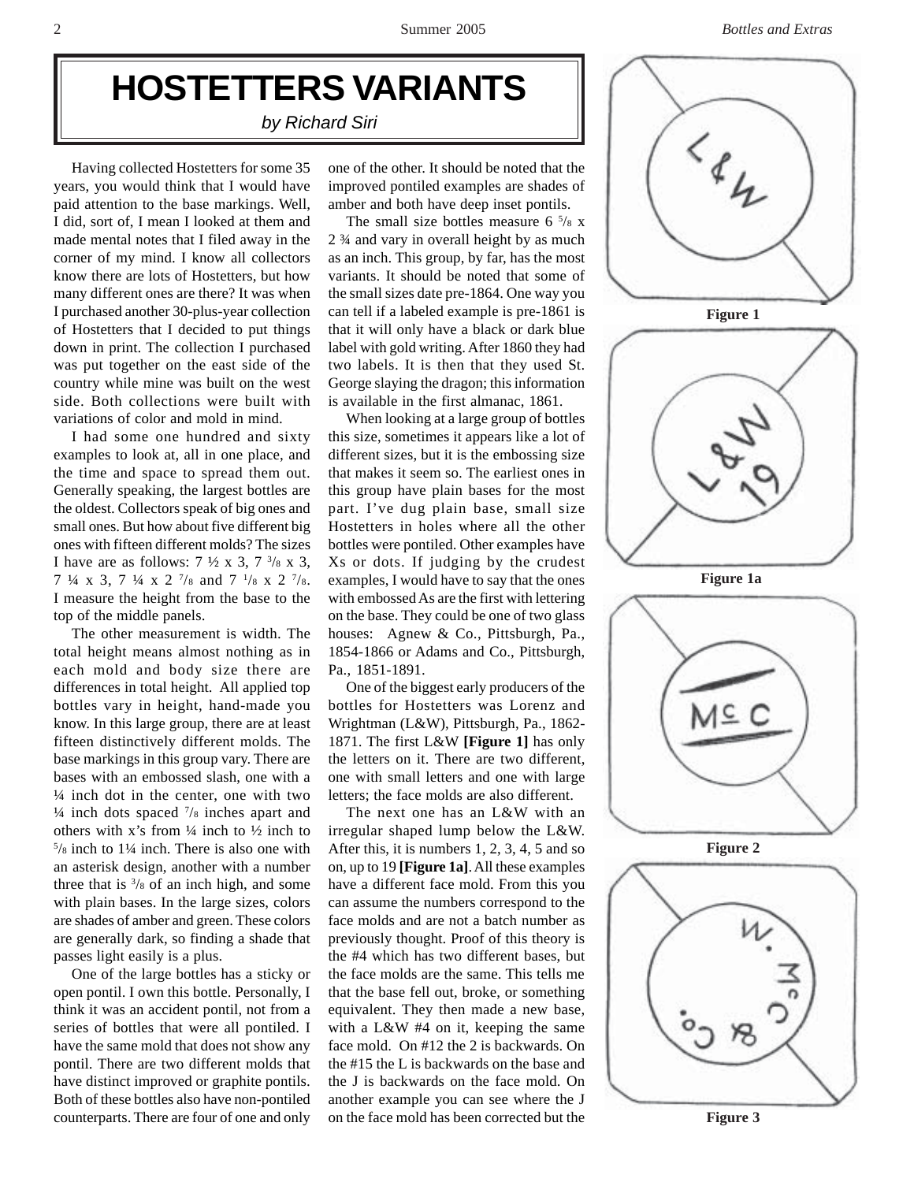# HOSTETTERS VARIANTS

*by Richard Siri*

Having collected Hostetters for some 35 years, you would think that I would have paid attention to the base markings. Well, I did, sort of, I mean I looked at them and made mental notes that I filed away in the corner of my mind. I know all collectors know there are lots of Hostetters, but how many different ones are there? It was when I purchased another 30-plus-year collection of Hostetters that I decided to put things down in print. The collection I purchased was put together on the east side of the country while mine was built on the west side. Both collections were built with variations of color and mold in mind.

I had some one hundred and sixty examples to look at, all in one place, and the time and space to spread them out. Generally speaking, the largest bottles are the oldest. Collectors speak of big ones and small ones. But how about five different big ones with fifteen different molds? The sizes I have are as follows: 7 ½ x 3, 7 ³/₈ x 3, 7 ¼ x 3, 7 ¼ x 2 ⁷/₈ and 7 ¹/₈ x 2 ⁷/₈. I measure the height from the base to the top of the middle panels.

The other measurement is width. The total height means almost nothing as in each mold and body size there are differences in total height. All applied top bottles vary in height, hand-made you know. In this large group, there are at least fifteen distinctively different molds. The base markings in this group vary. There are bases with an embossed slash, one with a ¼ inch dot in the center, one with two ¼ inch dots spaced ⁷/₈ inches apart and others with x's from ¼ inch to ½ inch to ⁵/₈ inch to 1¼ inch. There is also one with an asterisk design, another with a number three that is ³/₈ of an inch high, and some with plain bases. In the large sizes, colors are shades of amber and green. These colors are generally dark, so finding a shade that passes light easily is a plus.

One of the large bottles has a sticky or open pontil. I own this bottle. Personally, I think it was an accident pontil, not from a series of bottles that were all pontiled. I have the same mold that does not show any pontil. There are two different molds that have distinct improved or graphite pontils. Both of these bottles also have non-pontiled counterparts. There are four of one and only one of the other. It should be noted that the improved pontiled examples are shades of amber and both have deep inset pontils.

The small size bottles measure 6 ⁵/₈ x 2 ¾ and vary in overall height by as much as an inch. This group, by far, has the most variants. It should be noted that some of the small sizes date pre-1864. One way you can tell if a labeled example is pre-1861 is that it will only have a black or dark blue label with gold writing. After 1860 they had two labels. It is then that they used St. George slaying the dragon; this information is available in the first almanac, 1861.

When looking at a large group of bottles this size, sometimes it appears like a lot of different sizes, but it is the embossing size that makes it seem so. The earliest ones in this group have plain bases for the most part. I've dug plain base, small size Hostetters in holes where all the other bottles were pontiled. Other examples have Xs or dots. If judging by the crudest examples, I would have to say that the ones with embossed As are the first with lettering on the base. They could be one of two glass houses: Agnew & Co., Pittsburgh, Pa., 1854-1866 or Adams and Co., Pittsburgh, Pa., 1851-1891.

One of the biggest early producers of the bottles for Hostetters was Lorenz and Wrightman (L&W), Pittsburgh, Pa., 1862-1871. The first L&W **[Figure 1]** has only the letters on it. There are two different, one with small letters and one with large letters; the face molds are also different.

The next one has an L&W with an irregular shaped lump below the L&W. After this, it is numbers 1, 2, 3, 4, 5 and so on, up to 19 **[Figure 1a]**. All these examples have a different face mold. From this you can assume the numbers correspond to the face molds and are not a batch number as previously thought. Proof of this theory is the #4 which has two different bases, but the face molds are the same. This tells me that the base fell out, broke, or something equivalent. They then made a new base, with a L&W #4 on it, keeping the same face mold. On #12 the 2 is backwards. On the #15 the L is backwards on the base and the J is backwards on the face mold. On another example you can see where the J on the face mold has been corrected but the

Figure 1

Figure 1a

Figure 2

Figure 3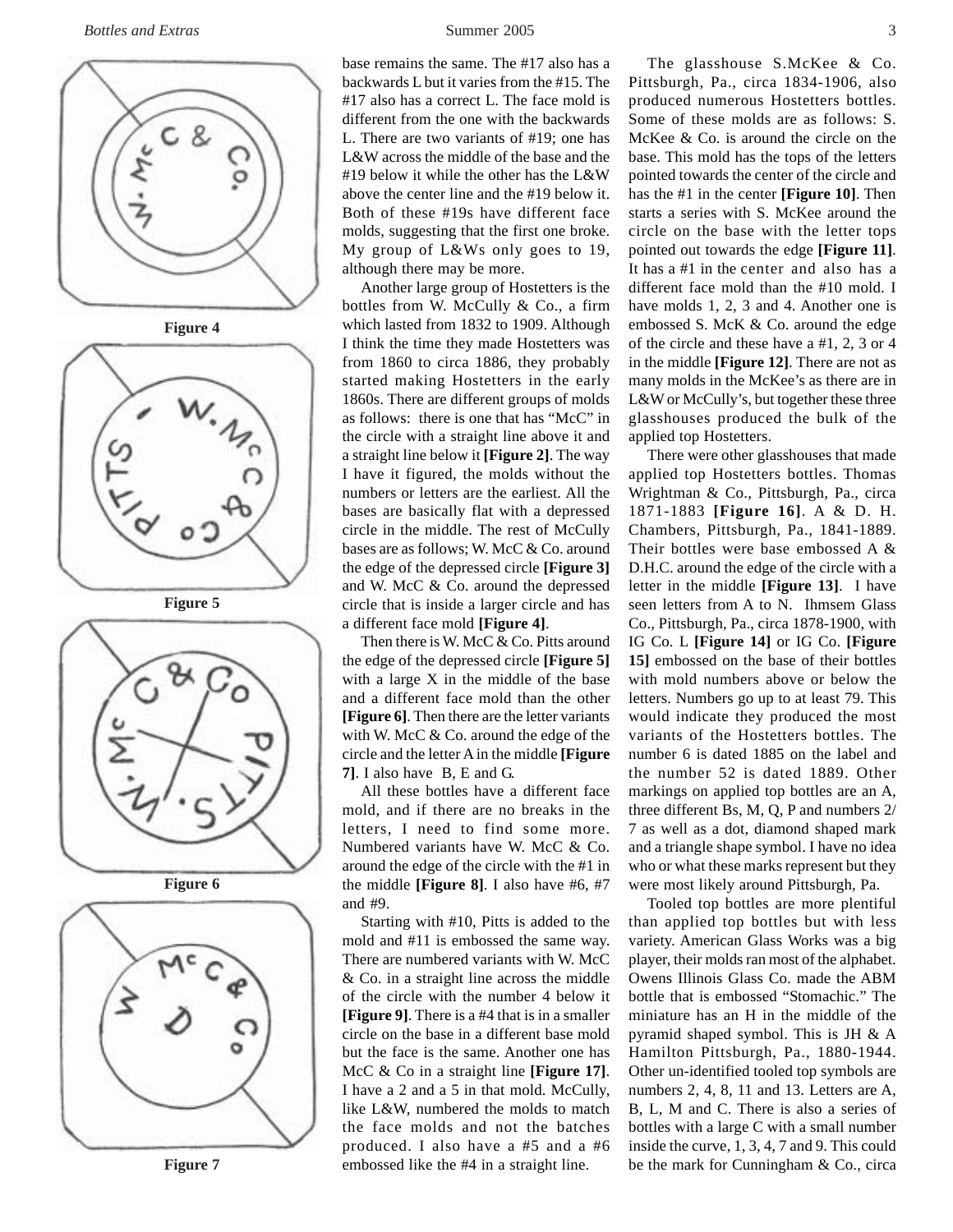Figure 4

Figure 5

Figure 6

Figure 7

base remains the same. The #17 also has a backwards L but it varies from the #15. The #17 also has a correct L. The face mold is different from the one with the backwards L. There are two variants of #19; one has L&W across the middle of the base and the #19 below it while the other has the L&W above the center line and the #19 below it. Both of these #19s have different face molds, suggesting that the first one broke. My group of L&Ws only goes to 19, although there may be more.

Another large group of Hostetters is the bottles from W. McCully & Co., a firm which lasted from 1832 to 1909. Although I think the time they made Hostetters was from 1860 to circa 1886, they probably started making Hostetters in the early 1860s. There are different groups of molds as follows: there is one that has "McC" in the circle with a straight line above it and a straight line below it **[Figure 2]**. The way I have it figured, the molds without the numbers or letters are the earliest. All the bases are basically flat with a depressed circle in the middle. The rest of McCully bases are as follows; W. McC & Co. around the edge of the depressed circle **[Figure 3]** and W. McC & Co. around the depressed circle that is inside a larger circle and has a different face mold **[Figure 4]**.

Then there is W. McC & Co. Pitts around the edge of the depressed circle **[Figure 5]** with a large X in the middle of the base and a different face mold than the other **[Figure 6]**. Then there are the letter variants with W. McC & Co. around the edge of the circle and the letter A in the middle **[Figure 7]**. I also have B, E and G.

All these bottles have a different face mold, and if there are no breaks in the letters, I need to find some more. Numbered variants have W. McC & Co. around the edge of the circle with the #1 in the middle **[Figure 8]**. I also have #6, #7 and #9.

Starting with #10, Pitts is added to the mold and #11 is embossed the same way. There are numbered variants with W. McC & Co. in a straight line across the middle of the circle with the number 4 below it **[Figure 9]**. There is a #4 that is in a smaller circle on the base in a different base mold but the face is the same. Another one has McC & Co in a straight line **[Figure 17]**. I have a 2 and a 5 in that mold. McCully, like L&W, numbered the molds to match the face molds and not the batches produced. I also have a #5 and a #6 embossed like the #4 in a straight line.

The glasshouse S.McKee & Co. Pittsburgh, Pa., circa 1834-1906, also produced numerous Hostetters bottles. Some of these molds are as follows: S. McKee & Co. is around the circle on the base. This mold has the tops of the letters pointed towards the center of the circle and has the #1 in the center **[Figure 10]**. Then starts a series with S. McKee around the circle on the base with the letter tops pointed out towards the edge **[Figure 11]**. It has a #1 in the center and also has a different face mold than the #10 mold. I have molds 1, 2, 3 and 4. Another one is embossed S. McK & Co. around the edge of the circle and these have a #1, 2, 3 or 4 in the middle **[Figure 12]**. There are not as many molds in the McKee's as there are in L&W or McCully's, but together these three glasshouses produced the bulk of the applied top Hostetters.

There were other glasshouses that made applied top Hostetters bottles. Thomas Wrightman & Co., Pittsburgh, Pa., circa 1871-1883 **[Figure 16]**. A & D. H. Chambers, Pittsburgh, Pa., 1841-1889. Their bottles were base embossed A & D.H.C. around the edge of the circle with a letter in the middle **[Figure 13]**. I have seen letters from A to N. Ihmsem Glass Co., Pittsburgh, Pa., circa 1878-1900, with IG Co. L **[Figure 14]** or IG Co. **[Figure 15]** embossed on the base of their bottles with mold numbers above or below the letters. Numbers go up to at least 79. This would indicate they produced the most variants of the Hostetters bottles. The number 6 is dated 1885 on the label and the number 52 is dated 1889. Other markings on applied top bottles are an A, three different Bs, M, Q, P and numbers 2/7 as well as a dot, diamond shaped mark and a triangle shape symbol. I have no idea who or what these marks represent but they were most likely around Pittsburgh, Pa.

Tooled top bottles are more plentiful than applied top bottles but with less variety. American Glass Works was a big player, their molds ran most of the alphabet. Owens Illinois Glass Co. made the ABM bottle that is embossed "Stomachic." The miniature has an H in the middle of the pyramid shaped symbol. This is JH & A Hamilton Pittsburgh, Pa., 1880-1944. Other un-identified tooled top symbols are numbers 2, 4, 8, 11 and 13. Letters are A, B, L, M and C. There is also a series of bottles with a large C with a small number inside the curve, 1, 3, 4, 7 and 9. This could be the mark for Cunningham & Co., circa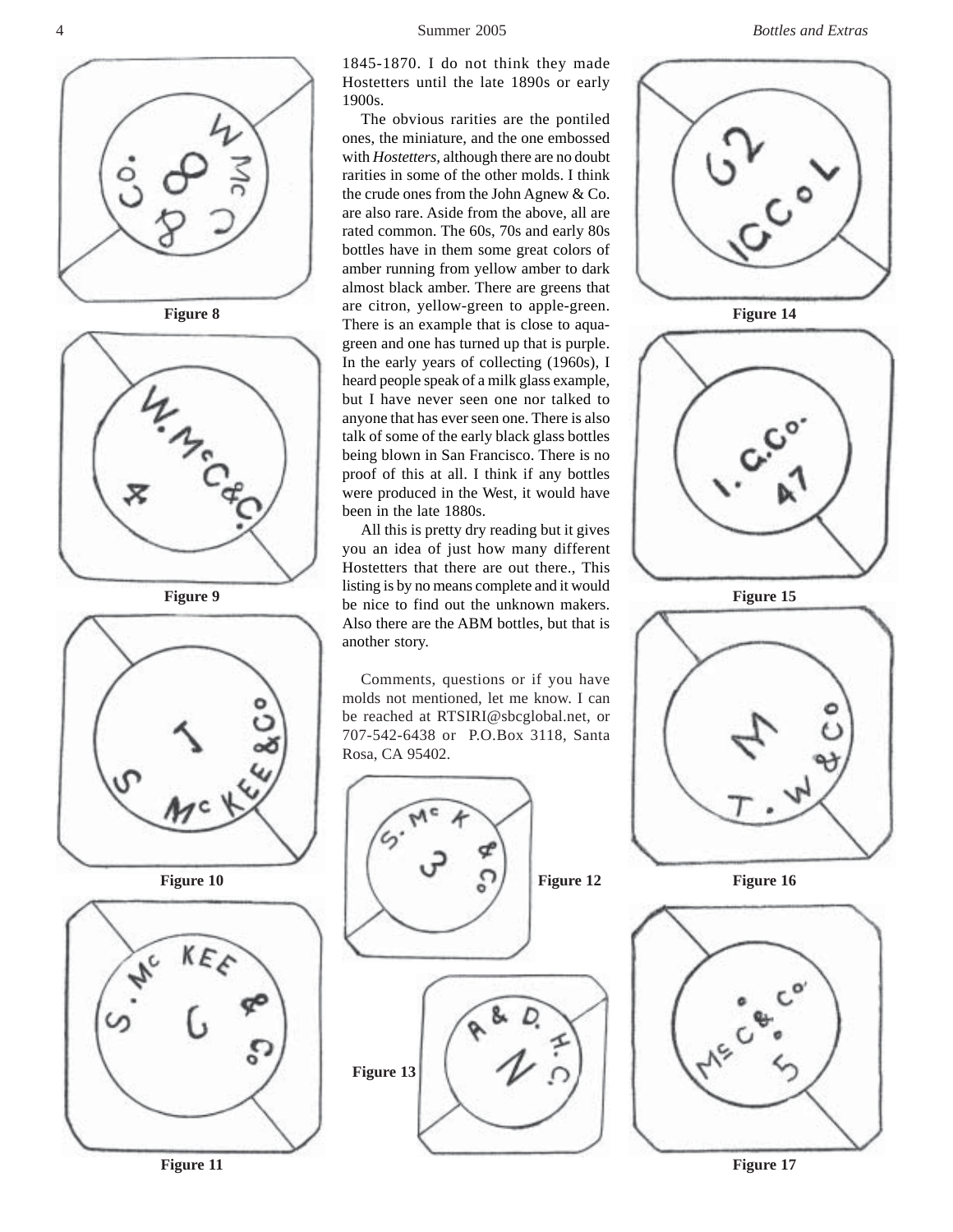1845-1870. I do not think they made Hostetters until the late 1890s or early 1900s.

The obvious rarities are the pontiled ones, the miniature, and the one embossed with *Hostetters,* although there are no doubt rarities in some of the other molds. I think the crude ones from the John Agnew & Co. are also rare. Aside from the above, all are rated common. The 60s, 70s and early 80s bottles have in them some great colors of amber running from yellow amber to dark almost black amber. There are greens that are citron, yellow-green to apple-green. There is an example that is close to aqua-green and one has turned up that is purple. In the early years of collecting (1960s), I heard people speak of a milk glass example, but I have never seen one nor talked to anyone that has ever seen one. There is also talk of some of the early black glass bottles being blown in San Francisco. There is no proof of this at all. I think if any bottles were produced in the West, it would have been in the late 1880s.

All this is pretty dry reading but it gives you an idea of just how many different Hostetters that there are out there., This listing is by no means complete and it would be nice to find out the unknown makers. Also there are the ABM bottles, but that is another story.

Comments, questions or if you have molds not mentioned, let me know. I can be reached at RTSIRI@sbcglobal.net, or 707-542-6438 or P.O.Box 3118, Santa Rosa, CA 95402.

W McC & Co. 8

Figure 8

W.McC&C. 4

Figure 9

S McKEE&Co J

Figure 10

S.McKEE & Co G

Figure 11

S.McK &Co 3

Figure 12

A & D. H.C. N

Figure 13

62 ICCoL

Figure 14

I.G.Co. 47

Figure 15

M T.W&Co

Figure 16

McC & Co. 5

Figure 17